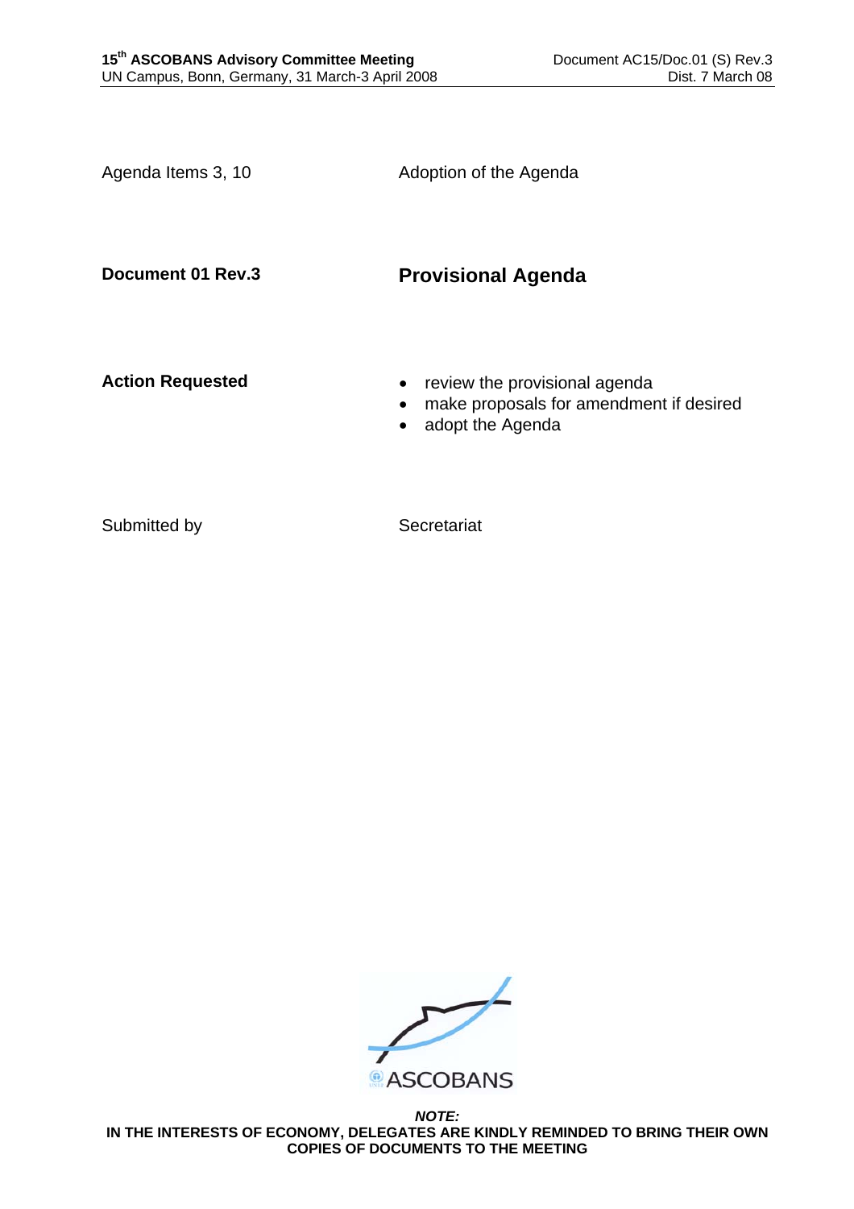Agenda Items 3, 10 — Adoption of the Agenda

**Document 01 Rev.3**

## Provisional Agenda

**Action Requested**

- review the provisional agenda
- make proposals for amendment if desired
- adopt the Agenda

Submitted by: Secretariat

***NOTE:***
**IN THE INTERESTS OF ECONOMY, DELEGATES ARE KINDLY REMINDED TO BRING THEIR OWN COPIES OF DOCUMENTS TO THE MEETING**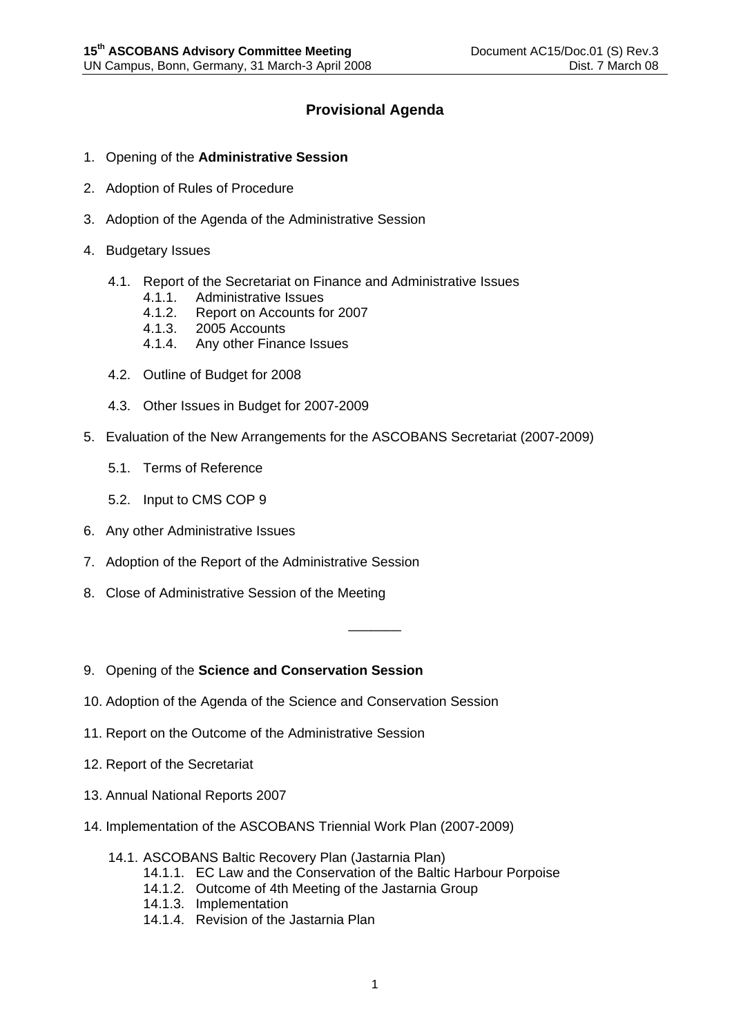# Provisional Agenda

1. Opening of the **Administrative Session**
2. Adoption of Rules of Procedure
3. Adoption of the Agenda of the Administrative Session
4. Budgetary Issues
   - 4.1. Report of the Secretariat on Finance and Administrative Issues
     - 4.1.1. Administrative Issues
     - 4.1.2. Report on Accounts for 2007
     - 4.1.3. 2005 Accounts
     - 4.1.4. Any other Finance Issues
   - 4.2. Outline of Budget for 2008
   - 4.3. Other Issues in Budget for 2007-2009
5. Evaluation of the New Arrangements for the ASCOBANS Secretariat (2007-2009)
   - 5.1. Terms of Reference
   - 5.2. Input to CMS COP 9
6. Any other Administrative Issues
7. Adoption of the Report of the Administrative Session
8. Close of Administrative Session of the Meeting

_______

9. Opening of the **Science and Conservation Session**
10. Adoption of the Agenda of the Science and Conservation Session
11. Report on the Outcome of the Administrative Session
12. Report of the Secretariat
13. Annual National Reports 2007
14. Implementation of the ASCOBANS Triennial Work Plan (2007-2009)
    - 14.1. ASCOBANS Baltic Recovery Plan (Jastarnia Plan)
      - 14.1.1. EC Law and the Conservation of the Baltic Harbour Porpoise
      - 14.1.2. Outcome of 4th Meeting of the Jastarnia Group
      - 14.1.3. Implementation
      - 14.1.4. Revision of the Jastarnia Plan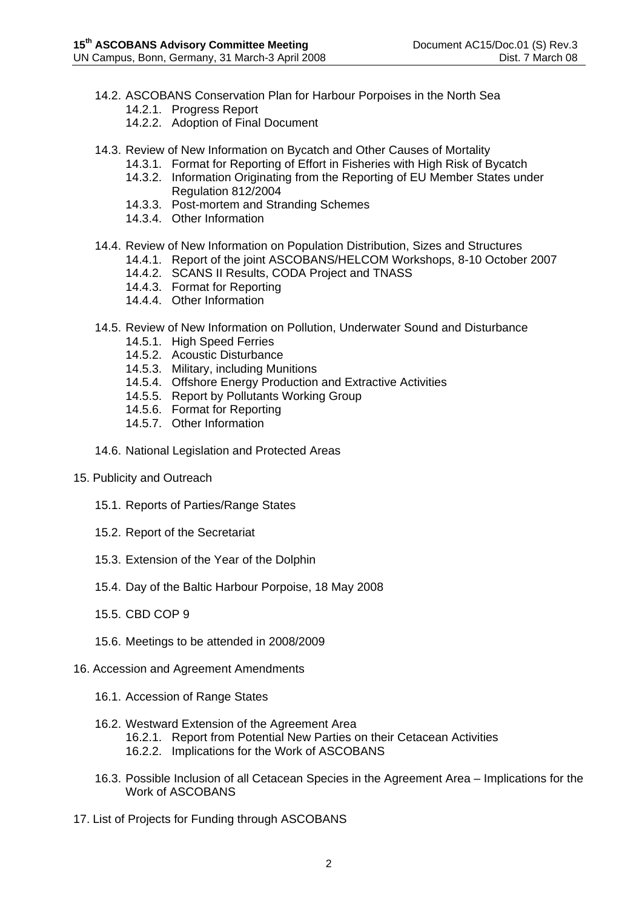- 14.2. ASCOBANS Conservation Plan for Harbour Porpoises in the North Sea
    - 14.2.1. Progress Report
    - 14.2.2. Adoption of Final Document
- 14.3. Review of New Information on Bycatch and Other Causes of Mortality
    - 14.3.1. Format for Reporting of Effort in Fisheries with High Risk of Bycatch
    - 14.3.2. Information Originating from the Reporting of EU Member States under Regulation 812/2004
    - 14.3.3. Post-mortem and Stranding Schemes
    - 14.3.4. Other Information
- 14.4. Review of New Information on Population Distribution, Sizes and Structures
    - 14.4.1. Report of the joint ASCOBANS/HELCOM Workshops, 8-10 October 2007
    - 14.4.2. SCANS II Results, CODA Project and TNASS
    - 14.4.3. Format for Reporting
    - 14.4.4. Other Information
- 14.5. Review of New Information on Pollution, Underwater Sound and Disturbance
    - 14.5.1. High Speed Ferries
    - 14.5.2. Acoustic Disturbance
    - 14.5.3. Military, including Munitions
    - 14.5.4. Offshore Energy Production and Extractive Activities
    - 14.5.5. Report by Pollutants Working Group
    - 14.5.6. Format for Reporting
    - 14.5.7. Other Information
- 14.6. National Legislation and Protected Areas

15. Publicity and Outreach
    - 15.1. Reports of Parties/Range States
    - 15.2. Report of the Secretariat
    - 15.3. Extension of the Year of the Dolphin
    - 15.4. Day of the Baltic Harbour Porpoise, 18 May 2008
    - 15.5. CBD COP 9
    - 15.6. Meetings to be attended in 2008/2009

16. Accession and Agreement Amendments
    - 16.1. Accession of Range States
    - 16.2. Westward Extension of the Agreement Area
        - 16.2.1. Report from Potential New Parties on their Cetacean Activities
        - 16.2.2. Implications for the Work of ASCOBANS
    - 16.3. Possible Inclusion of all Cetacean Species in the Agreement Area – Implications for the Work of ASCOBANS

17. List of Projects for Funding through ASCOBANS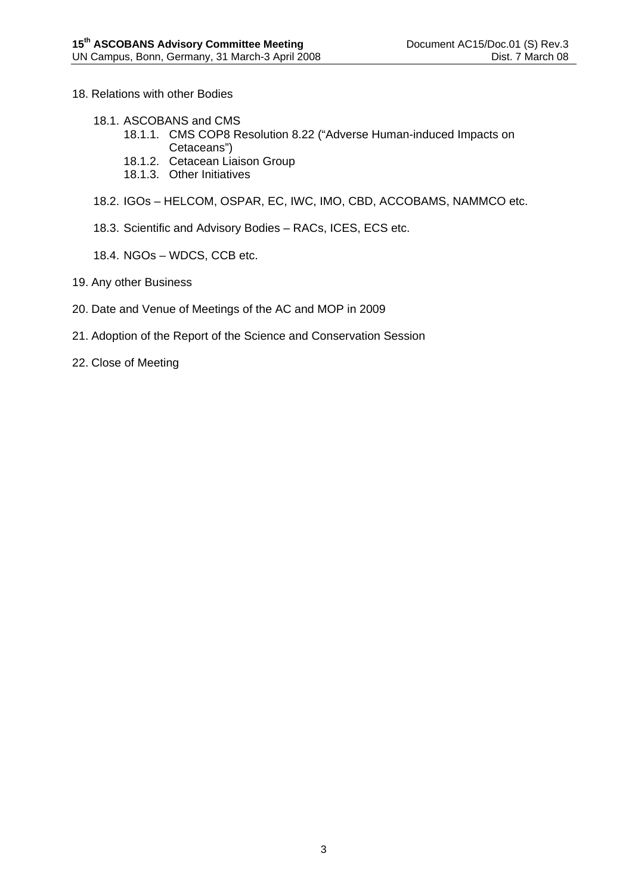18. Relations with other Bodies

    18.1. ASCOBANS and CMS
        18.1.1. CMS COP8 Resolution 8.22 ("Adverse Human-induced Impacts on Cetaceans")
        18.1.2. Cetacean Liaison Group
        18.1.3. Other Initiatives

    18.2. IGOs – HELCOM, OSPAR, EC, IWC, IMO, CBD, ACCOBAMS, NAMMCO etc.

    18.3. Scientific and Advisory Bodies – RACs, ICES, ECS etc.

    18.4. NGOs – WDCS, CCB etc.

19. Any other Business

20. Date and Venue of Meetings of the AC and MOP in 2009

21. Adoption of the Report of the Science and Conservation Session

22. Close of Meeting